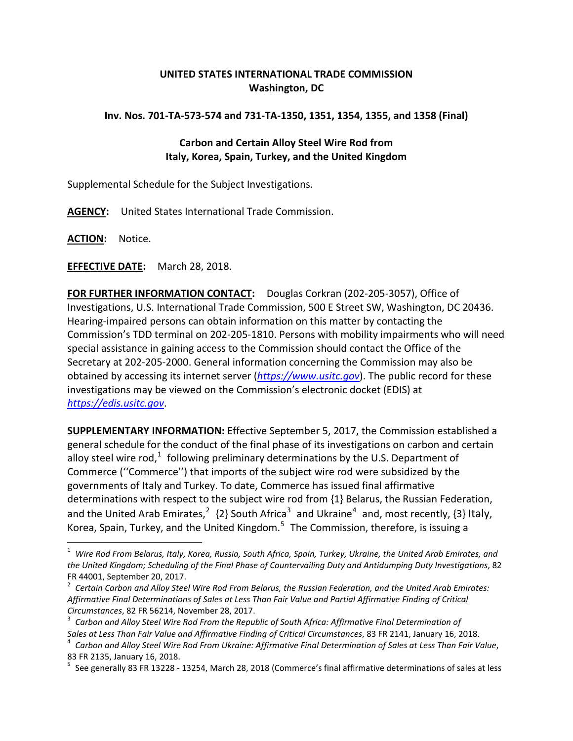**UNITED STATES INTERNATIONAL TRADE COMMISSION**
**Washington, DC**

**Inv. Nos. 701-TA-573-574 and 731-TA-1350, 1351, 1354, 1355, and 1358 (Final)**

**Carbon and Certain Alloy Steel Wire Rod from Italy, Korea, Spain, Turkey, and the United Kingdom**

Supplemental Schedule for the Subject Investigations.

**AGENCY:** United States International Trade Commission.

**ACTION:** Notice.

**EFFECTIVE DATE:** March 28, 2018.

**FOR FURTHER INFORMATION CONTACT:** Douglas Corkran (202-205-3057), Office of Investigations, U.S. International Trade Commission, 500 E Street SW, Washington, DC 20436. Hearing-impaired persons can obtain information on this matter by contacting the Commission's TDD terminal on 202-205-1810. Persons with mobility impairments who will need special assistance in gaining access to the Commission should contact the Office of the Secretary at 202-205-2000. General information concerning the Commission may also be obtained by accessing its internet server (*https://www.usitc.gov*). The public record for these investigations may be viewed on the Commission's electronic docket (EDIS) at *https://edis.usitc.gov*.

**SUPPLEMENTARY INFORMATION:** Effective September 5, 2017, the Commission established a general schedule for the conduct of the final phase of its investigations on carbon and certain alloy steel wire rod,[1] following preliminary determinations by the U.S. Department of Commerce (''Commerce'') that imports of the subject wire rod were subsidized by the governments of Italy and Turkey. To date, Commerce has issued final affirmative determinations with respect to the subject wire rod from {1} Belarus, the Russian Federation, and the United Arab Emirates,[2] {2} South Africa[3] and Ukraine[4] and, most recently, {3} Italy, Korea, Spain, Turkey, and the United Kingdom.[5] The Commission, therefore, is issuing a

---

[1] *Wire Rod From Belarus, Italy, Korea, Russia, South Africa, Spain, Turkey, Ukraine, the United Arab Emirates, and the United Kingdom; Scheduling of the Final Phase of Countervailing Duty and Antidumping Duty Investigations*, 82 FR 44001, September 20, 2017.

[2] *Certain Carbon and Alloy Steel Wire Rod From Belarus, the Russian Federation, and the United Arab Emirates: Affirmative Final Determinations of Sales at Less Than Fair Value and Partial Affirmative Finding of Critical Circumstances*, 82 FR 56214, November 28, 2017.

[3] *Carbon and Alloy Steel Wire Rod From the Republic of South Africa: Affirmative Final Determination of Sales at Less Than Fair Value and Affirmative Finding of Critical Circumstances*, 83 FR 2141, January 16, 2018.

[4] *Carbon and Alloy Steel Wire Rod From Ukraine: Affirmative Final Determination of Sales at Less Than Fair Value*, 83 FR 2135, January 16, 2018.

[5] See generally 83 FR 13228 - 13254, March 28, 2018 (Commerce's final affirmative determinations of sales at less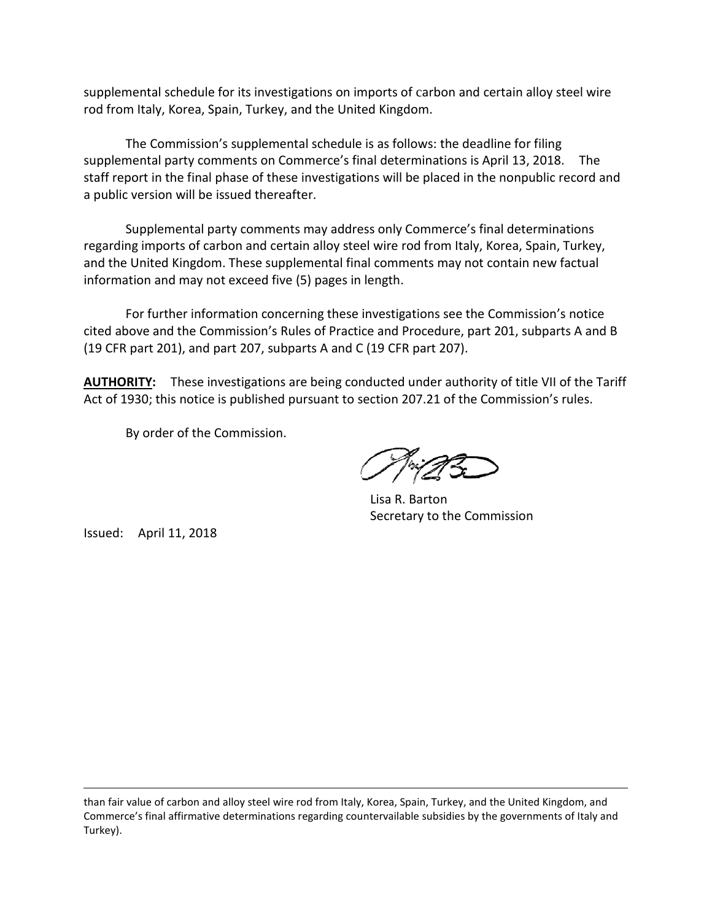supplemental schedule for its investigations on imports of carbon and certain alloy steel wire rod from Italy, Korea, Spain, Turkey, and the United Kingdom.

The Commission's supplemental schedule is as follows: the deadline for filing supplemental party comments on Commerce's final determinations is April 13, 2018. The staff report in the final phase of these investigations will be placed in the nonpublic record and a public version will be issued thereafter.

Supplemental party comments may address only Commerce's final determinations regarding imports of carbon and certain alloy steel wire rod from Italy, Korea, Spain, Turkey, and the United Kingdom. These supplemental final comments may not contain new factual information and may not exceed five (5) pages in length.

For further information concerning these investigations see the Commission's notice cited above and the Commission's Rules of Practice and Procedure, part 201, subparts A and B (19 CFR part 201), and part 207, subparts A and C (19 CFR part 207).

**AUTHORITY:** These investigations are being conducted under authority of title VII of the Tariff Act of 1930; this notice is published pursuant to section 207.21 of the Commission's rules.

By order of the Commission.

Lisa R. Barton
Secretary to the Commission

Issued: April 11, 2018

---

than fair value of carbon and alloy steel wire rod from Italy, Korea, Spain, Turkey, and the United Kingdom, and Commerce's final affirmative determinations regarding countervailable subsidies by the governments of Italy and Turkey).